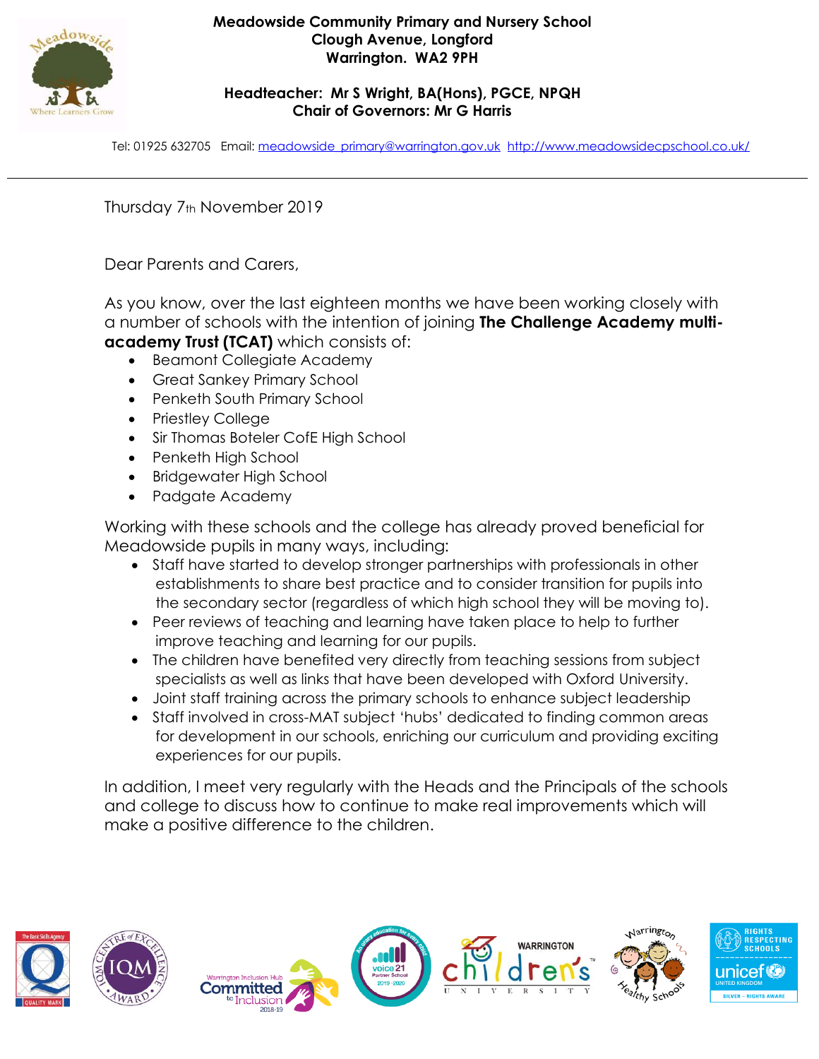**Meadowside Community Primary and Nursery School**
**Clough Avenue, Longford**
**Warrington. WA2 9PH**

**Headteacher: Mr S Wright, BA(Hons), PGCE, NPQH**
**Chair of Governors: Mr G Harris**

Tel: 01925 632705 Email: meadowside_primary@warrington.gov.uk http://www.meadowsidecpschool.co.uk/

---

Thursday 7th November 2019

Dear Parents and Carers,

As you know, over the last eighteen months we have been working closely with a number of schools with the intention of joining **The Challenge Academy multi-academy Trust (TCAT)** which consists of:

- Beamont Collegiate Academy
- Great Sankey Primary School
- Penketh South Primary School
- Priestley College
- Sir Thomas Boteler CofE High School
- Penketh High School
- Bridgewater High School
- Padgate Academy

Working with these schools and the college has already proved beneficial for Meadowside pupils in many ways, including:

- Staff have started to develop stronger partnerships with professionals in other establishments to share best practice and to consider transition for pupils into the secondary sector (regardless of which high school they will be moving to).
- Peer reviews of teaching and learning have taken place to help to further improve teaching and learning for our pupils.
- The children have benefited very directly from teaching sessions from subject specialists as well as links that have been developed with Oxford University.
- Joint staff training across the primary schools to enhance subject leadership
- Staff involved in cross-MAT subject 'hubs' dedicated to finding common areas for development in our schools, enriching our curriculum and providing exciting experiences for our pupils.

In addition, I meet very regularly with the Heads and the Principals of the schools and college to discuss how to continue to make real improvements which will make a positive difference to the children.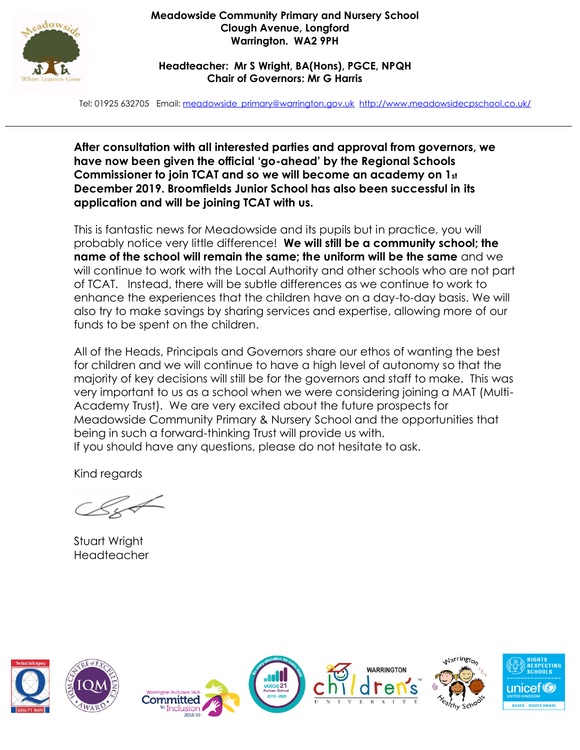**Meadowside Community Primary and Nursery School**
**Clough Avenue, Longford**
**Warrington. WA2 9PH**

**Headteacher: Mr S Wright, BA(Hons), PGCE, NPQH**
**Chair of Governors: Mr G Harris**

Tel: 01925 632705 Email: meadowside_primary@warrington.gov.uk http://www.meadowsidecpschool.co.uk/

---

**After consultation with all interested parties and approval from governors, we have now been given the official 'go-ahead' by the Regional Schools Commissioner to join TCAT and so we will become an academy on 1st December 2019. Broomfields Junior School has also been successful in its application and will be joining TCAT with us.**

This is fantastic news for Meadowside and its pupils but in practice, you will probably notice very little difference! **We will still be a community school; the name of the school will remain the same; the uniform will be the same** and we will continue to work with the Local Authority and other schools who are not part of TCAT. Instead, there will be subtle differences as we continue to work to enhance the experiences that the children have on a day-to-day basis. We will also try to make savings by sharing services and expertise, allowing more of our funds to be spent on the children.

All of the Heads, Principals and Governors share our ethos of wanting the best for children and we will continue to have a high level of autonomy so that the majority of key decisions will still be for the governors and staff to make. This was very important to us as a school when we were considering joining a MAT (Multi-Academy Trust). We are very excited about the future prospects for Meadowside Community Primary & Nursery School and the opportunities that being in such a forward-thinking Trust will provide us with.
If you should have any questions, please do not hesitate to ask.

Kind regards

Stuart Wright
Headteacher